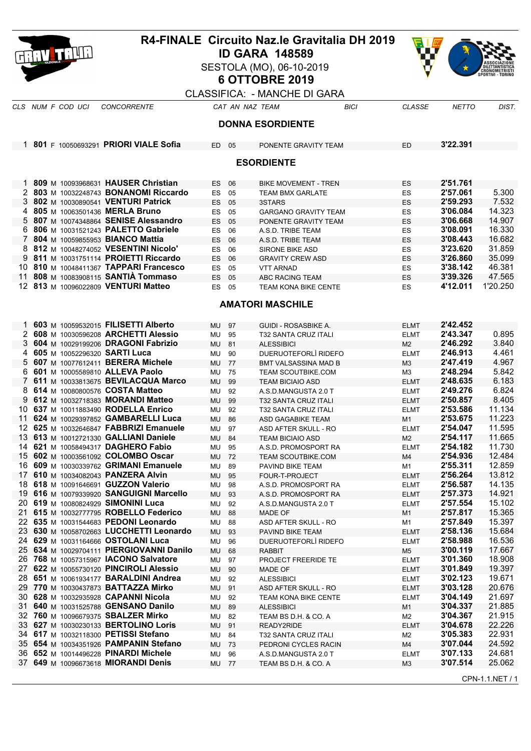# R4-FINALE Circuito Naz.le Gravitalia DH 2019

## ID GARA 148589

SESTOLA (MO), 06-10-2019

## 6 OTTOBRE 2019

CLASSIFICA: - MANCHE DI GARA

| CLS | NUM | F | COD UCI | CONCORRENTE | CAT | AN | NAZ | TEAM | BICI | CLASSE | NETTO | DIST. |
|---|---|---|---|---|---|---|---|---|---|---|---|---|
| | | | | **DONNA ESORDIENTE** | | | | | | | | |
| 1 | **801** | F | 10050693291 | **PRIORI VIALE Sofia** | ED | 05 | | PONENTE GRAVITY TEAM | | ED | **3'22.391** | |
| | | | | **ESORDIENTE** | | | | | | | | |
| 1 | **809** | M | 10093968631 | **HAUSER Christian** | ES | 06 | | BIKE MOVEMENT - TREN | | ES | **2'51.761** | |
| 2 | **803** | M | 10032248743 | **BONANOMI Riccardo** | ES | 05 | | TEAM BMX GARLATE | | ES | **2'57.061** | 5.300 |
| 3 | **802** | M | 10030890541 | **VENTURI Patrick** | ES | 05 | | 3STARS | | ES | **2'59.293** | 7.532 |
| 4 | **805** | M | 10063501436 | **MERLA Bruno** | ES | 05 | | GARGANO GRAVITY TEAM | | ES | **3'06.084** | 14.323 |
| 5 | **807** | M | 10074348864 | **SENISE Alessandro** | ES | 05 | | PONENTE GRAVITY TEAM | | ES | **3'06.668** | 14.907 |
| 6 | **806** | M | 10031521243 | **PALETTO Gabriele** | ES | 06 | | A.S.D. TRIBE TEAM | | ES | **3'08.091** | 16.330 |
| 7 | **804** | M | 10059855953 | **BIANCO Mattia** | ES | 06 | | A.S.D. TRIBE TEAM | | ES | **3'08.443** | 16.682 |
| 8 | **812** | M | 10048274052 | **VESENTINI Nicolo'** | ES | 06 | | SIRONE BIKE ASD | | ES | **3'23.620** | 31.859 |
| 9 | **811** | M | 10031751114 | **PROIETTI Riccardo** | ES | 06 | | GRAVITY CREW ASD | | ES | **3'26.860** | 35.099 |
| 10 | **810** | M | 10048411367 | **TAPPARI Francesco** | ES | 05 | | VTT ARNAD | | ES | **3'38.142** | 46.381 |
| 11 | **808** | M | 10083908115 | **SANTIÀ Tommaso** | ES | 05 | | ABC RACING TEAM | | ES | **3'39.326** | 47.565 |
| 12 | **813** | M | 10096022809 | **VENTURI Matteo** | ES | 05 | | TEAM KONA BIKE CENTE | | ES | **4'12.011** | 1'20.250 |
| | | | | **AMATORI MASCHILE** | | | | | | | | |
| 1 | **603** | M | 10059532015 | **FILISETTI Alberto** | MU | 97 | | GUIDI - ROSASBIKE A. | | ELMT | **2'42.452** | |
| 2 | **608** | M | 10030596208 | **ARCHETTI Alessio** | MU | 95 | | T32 SANTA CRUZ ITALI | | ELMT | **2'43.347** | 0.895 |
| 3 | **604** | M | 10029199206 | **DRAGONI Fabrizio** | MU | 81 | | ALESSIBICI | | M2 | **2'46.292** | 3.840 |
| 4 | **605** | M | 10052296320 | **SARTI Luca** | MU | 90 | | DUERUOTEFORLÌ RIDEFO | | ELMT | **2'46.913** | 4.461 |
| 5 | **607** | M | 10077612411 | **BERERA Michele** | MU | 77 | | BMT VALSASSINA MAD B | | M3 | **2'47.419** | 4.967 |
| 6 | **601** | M | 10005589810 | **ALLEVA Paolo** | MU | 75 | | TEAM SCOUTBIKE.COM | | M3 | **2'48.294** | 5.842 |
| 7 | **611** | M | 10033813675 | **BEVILACQUA Marco** | MU | 99 | | TEAM BICIAIO ASD | | ELMT | **2'48.635** | 6.183 |
| 8 | **614** | M | 10080800576 | **COSTA Matteo** | MU | 92 | | A.S.D.MANGUSTA 2.0 T | | ELMT | **2'49.276** | 6.824 |
| 9 | **612** | M | 10032718383 | **MORANDI Matteo** | MU | 99 | | T32 SANTA CRUZ ITALI | | ELMT | **2'50.857** | 8.405 |
| 10 | **637** | M | 10011883490 | **RODELLA Enrico** | MU | 92 | | T32 SANTA CRUZ ITALI | | ELMT | **2'53.586** | 11.134 |
| 11 | **624** | M | 10029397852 | **GAMBARELLI Luca** | MU | 86 | | ASD GAGABIKE TEAM | | M1 | **2'53.675** | 11.223 |
| 12 | **625** | M | 10032646847 | **FABBRIZI Emanuele** | MU | 97 | | ASD AFTER SKULL - RO | | ELMT | **2'54.047** | 11.595 |
| 13 | **613** | M | 10012721330 | **GALLIANI Daniele** | MU | 84 | | TEAM BICIAIO ASD | | M2 | **2'54.117** | 11.665 |
| 14 | **621** | M | 10058494317 | **DAGHERO Fabio** | MU | 95 | | A.S.D. PROMOSPORT RA | | ELMT | **2'54.182** | 11.730 |
| 15 | **602** | M | 10003561092 | **COLOMBO Oscar** | MU | 72 | | TEAM SCOUTBIKE.COM | | M4 | **2'54.936** | 12.484 |
| 16 | **609** | M | 10030339762 | **GRIMANI Emanuele** | MU | 89 | | PAVIND BIKE TEAM | | M1 | **2'55.311** | 12.859 |
| 17 | **610** | M | 10034082043 | **PANZERA Alvin** | MU | 95 | | FOUR-T-PROJECT | | ELMT | **2'56.264** | 13.812 |
| 18 | **618** | M | 10091646691 | **GUZZON Valerio** | MU | 98 | | A.S.D. PROMOSPORT RA | | ELMT | **2'56.587** | 14.135 |
| 19 | **616** | M | 10079339920 | **SANGUIGNI Marcello** | MU | 93 | | A.S.D. PROMOSPORT RA | | ELMT | **2'57.373** | 14.921 |
| 20 | **619** | M | 10080824929 | **SIMONINI Luca** | MU | 92 | | A.S.D.MANGUSTA 2.0 T | | ELMT | **2'57.554** | 15.102 |
| 21 | **615** | M | 10032777795 | **ROBELLO Federico** | MU | 88 | | MADE OF | | M1 | **2'57.817** | 15.365 |
| 22 | **635** | M | 10031544683 | **PEDONI Leonardo** | MU | 88 | | ASD AFTER SKULL - RO | | M1 | **2'57.849** | 15.397 |
| 23 | **630** | M | 10058702663 | **LUCCHETTI Leonardo** | MU | 93 | | PAVIND BIKE TEAM | | ELMT | **2'58.136** | 15.684 |
| 24 | **629** | M | 10031164666 | **OSTOLANI Luca** | MU | 96 | | DUERUOTEFORLÌ RIDEFO | | ELMT | **2'58.988** | 16.536 |
| 25 | **634** | M | 10029704111 | **PIERGIOVANNI Danilo** | MU | 68 | | RABBIT | | M5 | **3'00.119** | 17.667 |
| 26 | **768** | M | 10057315967 | **IACONO Salvatore** | MU | 97 | | PROJECT FREERIDE TE | | ELMT | **3'01.360** | 18.908 |
| 27 | **622** | M | 10055730120 | **PINCIROLI Alessio** | MU | 90 | | MADE OF | | ELMT | **3'01.849** | 19.397 |
| 28 | **651** | M | 10061934177 | **BARALDINI Andrea** | MU | 92 | | ALESSIBICI | | ELMT | **3'02.123** | 19.671 |
| 29 | **770** | M | 10030437873 | **BATTAZZA Mirko** | MU | 91 | | ASD AFTER SKULL - RO | | ELMT | **3'03.128** | 20.676 |
| 30 | **628** | M | 10032935928 | **CAPANNI Nicola** | MU | 92 | | TEAM KONA BIKE CENTE | | ELMT | **3'04.149** | 21.697 |
| 31 | **640** | M | 10031525788 | **GENSANO Danilo** | MU | 89 | | ALESSIBICI | | M1 | **3'04.337** | 21.885 |
| 32 | **760** | M | 10096679375 | **SBALZER Mirko** | MU | 82 | | TEAM BS D.H. & CO. A | | M2 | **3'04.367** | 21.915 |
| 33 | **627** | M | 10030230133 | **BERTOLINO Loris** | MU | 91 | | READY2RIDE | | ELMT | **3'04.678** | 22.226 |
| 34 | **617** | M | 10032118300 | **PETISSI Stefano** | MU | 84 | | T32 SANTA CRUZ ITALI | | M2 | **3'05.383** | 22.931 |
| 35 | **654** | M | 10034351926 | **PAMPANIN Stefano** | MU | 73 | | PEDRONI CYCLES RACIN | | M4 | **3'07.044** | 24.592 |
| 36 | **652** | M | 10014496228 | **PINARDI Michele** | MU | 96 | | A.S.D.MANGUSTA 2.0 T | | ELMT | **3'07.133** | 24.681 |
| 37 | **649** | M | 10096673618 | **MIORANDI Denis** | MU | 77 | | TEAM BS D.H. & CO. A | | M3 | **3'07.514** | 25.062 |

CPN-1.1.NET / 1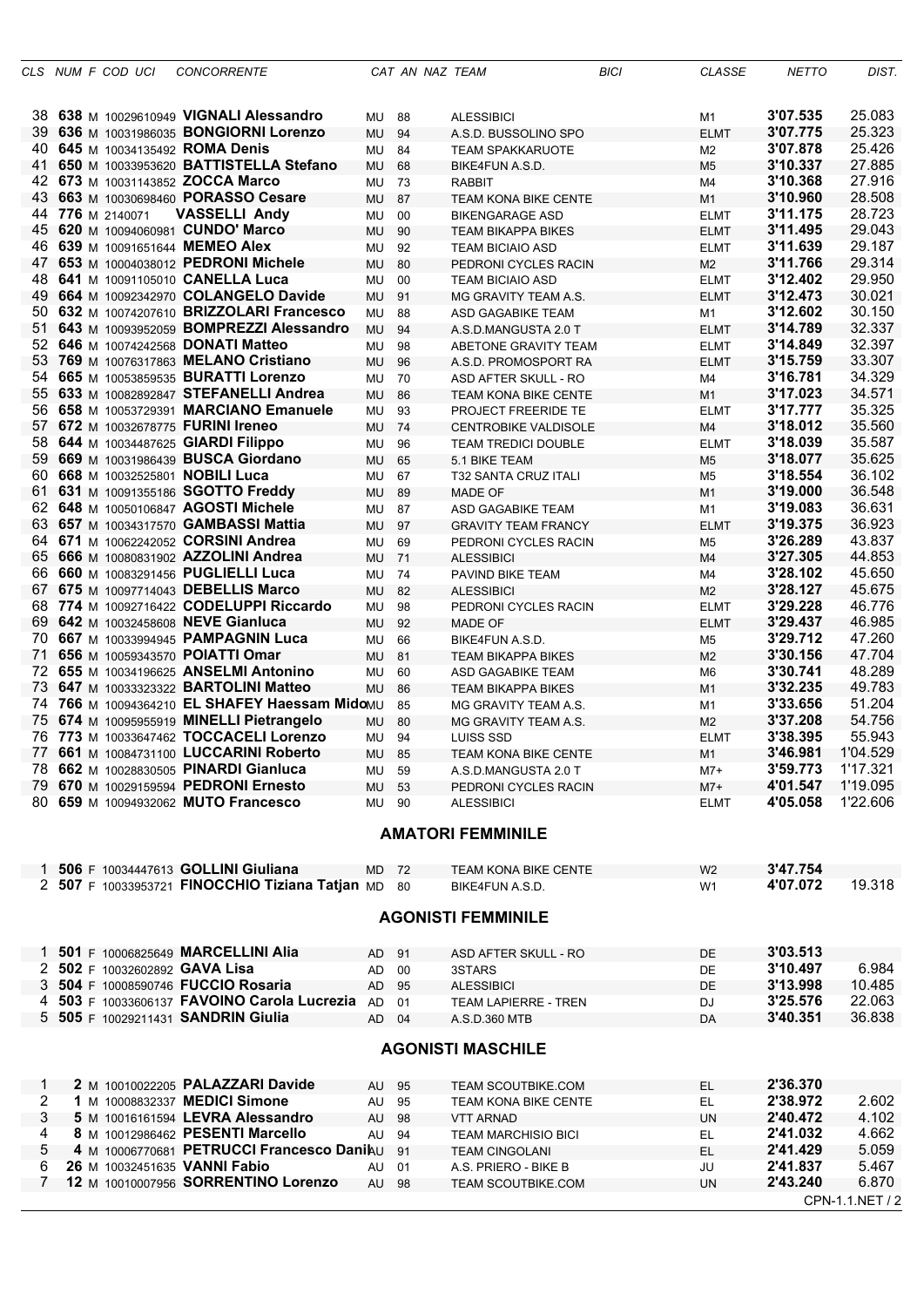| CLS | NUM | F | COD UCI | CONCORRENTE | CAT | AN | NAZ | TEAM | BICI | CLASSE | NETTO | DIST. |
|---|---|---|---|---|---|---|---|---|---|---|---|---|
| 38 | **638** | M | 10029610949 | **VIGNALI Alessandro** | MU | 88 | | ALESSIBICI | | M1 | **3'07.535** | 25.083 |
| 39 | **636** | M | 10031986035 | **BONGIORNI Lorenzo** | MU | 94 | | A.S.D. BUSSOLINO SPO | | ELMT | **3'07.775** | 25.323 |
| 40 | **645** | M | 10034135492 | **ROMA Denis** | MU | 84 | | TEAM SPAKKARUOTE | | M2 | **3'07.878** | 25.426 |
| 41 | **650** | M | 10033953620 | **BATTISTELLA Stefano** | MU | 68 | | BIKE4FUN A.S.D. | | M5 | **3'10.337** | 27.885 |
| 42 | **673** | M | 10031143852 | **ZOCCA Marco** | MU | 73 | | RABBIT | | M4 | **3'10.368** | 27.916 |
| 43 | **663** | M | 10030698460 | **PORASSO Cesare** | MU | 87 | | TEAM KONA BIKE CENTE | | M1 | **3'10.960** | 28.508 |
| 44 | **776** | M | 2140071 | **VASSELLI Andy** | MU | 00 | | BIKENGARAGE ASD | | ELMT | **3'11.175** | 28.723 |
| 45 | **620** | M | 10094060981 | **CUNDO' Marco** | MU | 90 | | TEAM BIKAPPA BIKES | | ELMT | **3'11.495** | 29.043 |
| 46 | **639** | M | 10091651644 | **MEMEO Alex** | MU | 92 | | TEAM BICIAIO ASD | | ELMT | **3'11.639** | 29.187 |
| 47 | **653** | M | 10004038012 | **PEDRONI Michele** | MU | 80 | | PEDRONI CYCLES RACIN | | M2 | **3'11.766** | 29.314 |
| 48 | **641** | M | 10091105010 | **CANELLA Luca** | MU | 00 | | TEAM BICIAIO ASD | | ELMT | **3'12.402** | 29.950 |
| 49 | **664** | M | 10092342970 | **COLANGELO Davide** | MU | 91 | | MG GRAVITY TEAM A.S. | | ELMT | **3'12.473** | 30.021 |
| 50 | **632** | M | 10074207610 | **BRIZZOLARI Francesco** | MU | 88 | | ASD GAGABIKE TEAM | | M1 | **3'12.602** | 30.150 |
| 51 | **643** | M | 10093952059 | **BOMPREZZI Alessandro** | MU | 94 | | A.S.D.MANGUSTA 2.0 T | | ELMT | **3'14.789** | 32.337 |
| 52 | **646** | M | 10074242568 | **DONATI Matteo** | MU | 98 | | ABETONE GRAVITY TEAM | | ELMT | **3'14.849** | 32.397 |
| 53 | **769** | M | 10076317863 | **MELANO Cristiano** | MU | 96 | | A.S.D. PROMOSPORT RA | | ELMT | **3'15.759** | 33.307 |
| 54 | **665** | M | 10053859535 | **BURATTI Lorenzo** | MU | 70 | | ASD AFTER SKULL - RO | | M4 | **3'16.781** | 34.329 |
| 55 | **633** | M | 10082892847 | **STEFANELLI Andrea** | MU | 86 | | TEAM KONA BIKE CENTE | | M1 | **3'17.023** | 34.571 |
| 56 | **658** | M | 10053729391 | **MARCIANO Emanuele** | MU | 93 | | PROJECT FREERIDE TE | | ELMT | **3'17.777** | 35.325 |
| 57 | **672** | M | 10032678775 | **FURINI Ireneo** | MU | 74 | | CENTROBIKE VALDISOLE | | M4 | **3'18.012** | 35.560 |
| 58 | **644** | M | 10034487625 | **GIARDI Filippo** | MU | 96 | | TEAM TREDICI DOUBLE | | ELMT | **3'18.039** | 35.587 |
| 59 | **669** | M | 10031986439 | **BUSCA Giordano** | MU | 65 | | 5.1 BIKE TEAM | | M5 | **3'18.077** | 35.625 |
| 60 | **668** | M | 10032525801 | **NOBILI Luca** | MU | 67 | | T32 SANTA CRUZ ITALI | | M5 | **3'18.554** | 36.102 |
| 61 | **631** | M | 10091355186 | **SGOTTO Freddy** | MU | 89 | | MADE OF | | M1 | **3'19.000** | 36.548 |
| 62 | **648** | M | 10050106847 | **AGOSTI Michele** | MU | 87 | | ASD GAGABIKE TEAM | | M1 | **3'19.083** | 36.631 |
| 63 | **657** | M | 10034317570 | **GAMBASSI Mattia** | MU | 97 | | GRAVITY TEAM FRANCY | | ELMT | **3'19.375** | 36.923 |
| 64 | **671** | M | 10062242052 | **CORSINI Andrea** | MU | 69 | | PEDRONI CYCLES RACIN | | M5 | **3'26.289** | 43.837 |
| 65 | **666** | M | 10080831902 | **AZZOLINI Andrea** | MU | 71 | | ALESSIBICI | | M4 | **3'27.305** | 44.853 |
| 66 | **660** | M | 10083291456 | **PUGLIELLI Luca** | MU | 74 | | PAVIND BIKE TEAM | | M4 | **3'28.102** | 45.650 |
| 67 | **675** | M | 10097714043 | **DEBELLIS Marco** | MU | 82 | | ALESSIBICI | | M2 | **3'28.127** | 45.675 |
| 68 | **774** | M | 10092716422 | **CODELUPPI Riccardo** | MU | 98 | | PEDRONI CYCLES RACIN | | ELMT | **3'29.228** | 46.776 |
| 69 | **642** | M | 10032458608 | **NEVE Gianluca** | MU | 92 | | MADE OF | | ELMT | **3'29.437** | 46.985 |
| 70 | **667** | M | 10033994945 | **PAMPAGNIN Luca** | MU | 66 | | BIKE4FUN A.S.D. | | M5 | **3'29.712** | 47.260 |
| 71 | **656** | M | 10059343570 | **POIATTI Omar** | MU | 81 | | TEAM BIKAPPA BIKES | | M2 | **3'30.156** | 47.704 |
| 72 | **655** | M | 10034196625 | **ANSELMI Antonino** | MU | 60 | | ASD GAGABIKE TEAM | | M6 | **3'30.741** | 48.289 |
| 73 | **647** | M | 10033323322 | **BARTOLINI Matteo** | MU | 86 | | TEAM BIKAPPA BIKES | | M1 | **3'32.235** | 49.783 |
| 74 | **766** | M | 10094364210 | **EL SHAFEY Haessam Mido** | MU | 85 | | MG GRAVITY TEAM A.S. | | M1 | **3'33.656** | 51.204 |
| 75 | **674** | M | 10095955919 | **MINELLI Pietrangelo** | MU | 80 | | MG GRAVITY TEAM A.S. | | M2 | **3'37.208** | 54.756 |
| 76 | **773** | M | 10033647462 | **TOCCACELI Lorenzo** | MU | 94 | | LUISS SSD | | ELMT | **3'38.395** | 55.943 |
| 77 | **661** | M | 10084731100 | **LUCCARINI Roberto** | MU | 85 | | TEAM KONA BIKE CENTE | | M1 | **3'46.981** | 1'04.529 |
| 78 | **662** | M | 10028830505 | **PINARDI Gianluca** | MU | 59 | | A.S.D.MANGUSTA 2.0 T | | M7+ | **3'59.773** | 1'17.321 |
| 79 | **670** | M | 10029159594 | **PEDRONI Ernesto** | MU | 53 | | PEDRONI CYCLES RACIN | | M7+ | **4'01.547** | 1'19.095 |
| 80 | **659** | M | 10094932062 | **MUTO Francesco** | MU | 90 | | ALESSIBICI | | ELMT | **4'05.058** | 1'22.606 |

## AMATORI FEMMINILE

| CLS | NUM | F | COD UCI | CONCORRENTE | CAT | AN | NAZ | TEAM | BICI | CLASSE | NETTO | DIST. |
|---|---|---|---|---|---|---|---|---|---|---|---|---|
| 1 | **506** | F | 10034447613 | **GOLLINI Giuliana** | MD | 72 | | TEAM KONA BIKE CENTE | | W2 | **3'47.754** | |
| 2 | **507** | F | 10033953721 | **FINOCCHIO Tiziana Tatjan** | MD | 80 | | BIKE4FUN A.S.D. | | W1 | **4'07.072** | 19.318 |

## AGONISTI FEMMINILE

| CLS | NUM | F | COD UCI | CONCORRENTE | CAT | AN | NAZ | TEAM | BICI | CLASSE | NETTO | DIST. |
|---|---|---|---|---|---|---|---|---|---|---|---|---|
| 1 | **501** | F | 10006825649 | **MARCELLINI Alia** | AD | 91 | | ASD AFTER SKULL - RO | | DE | **3'03.513** | |
| 2 | **502** | F | 10032602892 | **GAVA Lisa** | AD | 00 | | 3STARS | | DE | **3'10.497** | 6.984 |
| 3 | **504** | F | 10008590746 | **FUCCIO Rosaria** | AD | 95 | | ALESSIBICI | | DE | **3'13.998** | 10.485 |
| 4 | **503** | F | 10033606137 | **FAVOINO Carola Lucrezia** | AD | 01 | | TEAM LAPIERRE - TREN | | DJ | **3'25.576** | 22.063 |
| 5 | **505** | F | 10029211431 | **SANDRIN Giulia** | AD | 04 | | A.S.D.360 MTB | | DA | **3'40.351** | 36.838 |

## AGONISTI MASCHILE

| CLS | NUM | F | COD UCI | CONCORRENTE | CAT | AN | NAZ | TEAM | BICI | CLASSE | NETTO | DIST. |
|---|---|---|---|---|---|---|---|---|---|---|---|---|
| 1 | **2** | M | 10010022205 | **PALAZZARI Davide** | AU | 95 | | TEAM SCOUTBIKE.COM | | EL | **2'36.370** | |
| 2 | **1** | M | 10008832337 | **MEDICI Simone** | AU | 95 | | TEAM KONA BIKE CENTE | | EL | **2'38.972** | 2.602 |
| 3 | **5** | M | 10016161594 | **LEVRA Alessandro** | AU | 98 | | VTT ARNAD | | UN | **2'40.472** | 4.102 |
| 4 | **8** | M | 10012986462 | **PESENTI Marcello** | AU | 94 | | TEAM MARCHISIO BICI | | EL | **2'41.032** | 4.662 |
| 5 | **4** | M | 10006770681 | **PETRUCCI Francesco Dani** | AU | 91 | | TEAM CINGOLANI | | EL | **2'41.429** | 5.059 |
| 6 | **26** | M | 10032451635 | **VANNI Fabio** | AU | 01 | | A.S. PRIERO - BIKE B | | JU | **2'41.837** | 5.467 |
| 7 | **12** | M | 10010007956 | **SORRENTINO Lorenzo** | AU | 98 | | TEAM SCOUTBIKE.COM | | UN | **2'43.240** | 6.870 |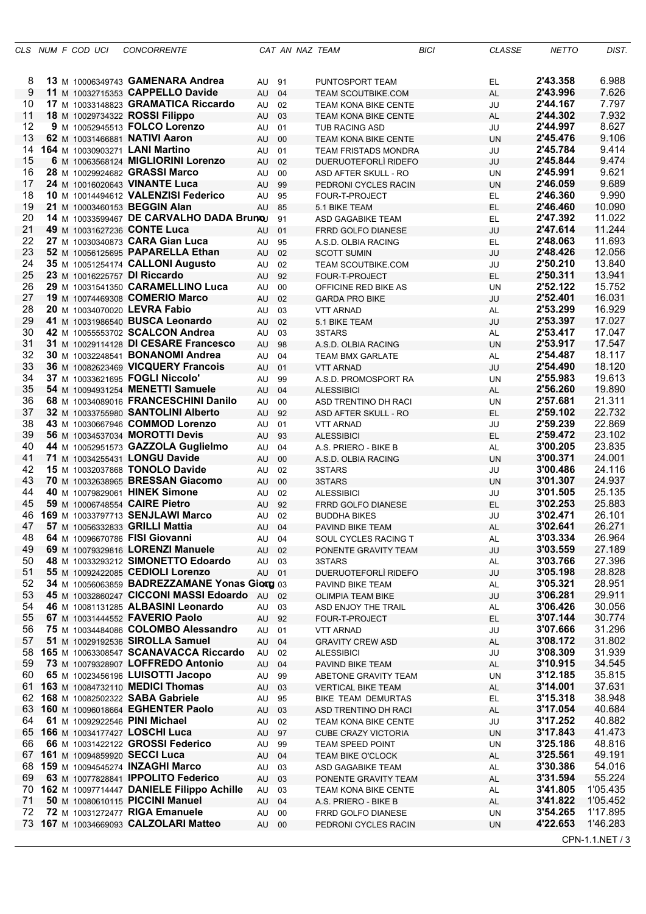| CLS | NUM | F | COD UCI | CONCORRENTE | CAT | AN | NAZ | TEAM | BICI | CLASSE | NETTO | DIST. |
|---|---|---|---|---|---|---|---|---|---|---|---|---|
| 8 | **13** | M | 10006349743 | **GAMENARA Andrea** | AU | 91 | | PUNTOSPORT TEAM | | EL | **2'43.358** | 6.988 |
| 9 | **11** | M | 10032715353 | **CAPPELLO Davide** | AU | 04 | | TEAM SCOUTBIKE.COM | | AL | **2'43.996** | 7.626 |
| 10 | **17** | M | 10033148823 | **GRAMATICA Riccardo** | AU | 02 | | TEAM KONA BIKE CENTE | | JU | **2'44.167** | 7.797 |
| 11 | **18** | M | 10029734322 | **ROSSI Filippo** | AU | 03 | | TEAM KONA BIKE CENTE | | AL | **2'44.302** | 7.932 |
| 12 | **9** | M | 10052945513 | **FOLCO Lorenzo** | AU | 01 | | TUB RACING ASD | | JU | **2'44.997** | 8.627 |
| 13 | **62** | M | 10031466881 | **NATIVI Aaron** | AU | 00 | | TEAM KONA BIKE CENTE | | UN | **2'45.476** | 9.106 |
| 14 | **164** | M | 10030903271 | **LANI Martino** | AU | 01 | | TEAM FRISTADS MONDRA | | JU | **2'45.784** | 9.414 |
| 15 | **6** | M | 10063568124 | **MIGLIORINI Lorenzo** | AU | 02 | | DUERUOTEFORLÌ RIDEFO | | JU | **2'45.844** | 9.474 |
| 16 | **28** | M | 10029924682 | **GRASSI Marco** | AU | 00 | | ASD AFTER SKULL - RO | | UN | **2'45.991** | 9.621 |
| 17 | **24** | M | 10016020643 | **VINANTE Luca** | AU | 99 | | PEDRONI CYCLES RACIN | | UN | **2'46.059** | 9.689 |
| 18 | **10** | M | 10014494612 | **VALENZISI Federico** | AU | 95 | | FOUR-T-PROJECT | | EL | **2'46.360** | 9.990 |
| 19 | **21** | M | 10003460153 | **BEGGIN Alan** | AU | 85 | | 5.1 BIKE TEAM | | EL | **2'46.460** | 10.090 |
| 20 | **14** | M | 10033599467 | **DE CARVALHO DADA Bruno** | AU | 91 | | ASD GAGABIKE TEAM | | EL | **2'47.392** | 11.022 |
| 21 | **49** | M | 10031627236 | **CONTE Luca** | AU | 01 | | FRRD GOLFO DIANESE | | JU | **2'47.614** | 11.244 |
| 22 | **27** | M | 10030340873 | **CARA Gian Luca** | AU | 95 | | A.S.D. OLBIA RACING | | EL | **2'48.063** | 11.693 |
| 23 | **52** | M | 10056125695 | **PAPARELLA Ethan** | AU | 02 | | SCOTT SUMIN | | JU | **2'48.426** | 12.056 |
| 24 | **35** | M | 10051254174 | **CALLONI Augusto** | AU | 02 | | TEAM SCOUTBIKE.COM | | JU | **2'50.210** | 13.840 |
| 25 | **23** | M | 10016225757 | **DI Riccardo** | AU | 92 | | FOUR-T-PROJECT | | EL | **2'50.311** | 13.941 |
| 26 | **29** | M | 10031541350 | **CARAMELLINO Luca** | AU | 00 | | OFFICINE RED BIKE AS | | UN | **2'52.122** | 15.752 |
| 27 | **19** | M | 10074469308 | **COMERIO Marco** | AU | 02 | | GARDA PRO BIKE | | JU | **2'52.401** | 16.031 |
| 28 | **20** | M | 10034070020 | **LEVRA Fabio** | AU | 03 | | VTT ARNAD | | AL | **2'53.299** | 16.929 |
| 29 | **41** | M | 10031986540 | **BUSCA Leonardo** | AU | 02 | | 5.1 BIKE TEAM | | JU | **2'53.397** | 17.027 |
| 30 | **42** | M | 10055553702 | **SCALCON Andrea** | AU | 03 | | 3STARS | | AL | **2'53.417** | 17.047 |
| 31 | **31** | M | 10029114128 | **DI CESARE Francesco** | AU | 98 | | A.S.D. OLBIA RACING | | UN | **2'53.917** | 17.547 |
| 32 | **30** | M | 10032248541 | **BONANOMI Andrea** | AU | 04 | | TEAM BMX GARLATE | | AL | **2'54.487** | 18.117 |
| 33 | **36** | M | 10082623469 | **VICQUERY Francois** | AU | 01 | | VTT ARNAD | | JU | **2'54.490** | 18.120 |
| 34 | **37** | M | 10033621695 | **FOGLI Niccolo'** | AU | 99 | | A.S.D. PROMOSPORT RA | | UN | **2'55.983** | 19.613 |
| 35 | **54** | M | 10094931254 | **MENETTI Samuele** | AU | 04 | | ALESSIBICI | | AL | **2'56.260** | 19.890 |
| 36 | **68** | M | 10034089016 | **FRANCESCHINI Danilo** | AU | 00 | | ASD TRENTINO DH RACI | | UN | **2'57.681** | 21.311 |
| 37 | **32** | M | 10033755980 | **SANTOLINI Alberto** | AU | 92 | | ASD AFTER SKULL - RO | | EL | **2'59.102** | 22.732 |
| 38 | **43** | M | 10030667946 | **COMMOD Lorenzo** | AU | 01 | | VTT ARNAD | | JU | **2'59.239** | 22.869 |
| 39 | **56** | M | 10034537034 | **MOROTTI Devis** | AU | 93 | | ALESSIBICI | | EL | **2'59.472** | 23.102 |
| 40 | **44** | M | 10052951573 | **GAZZOLA Guglielmo** | AU | 04 | | A.S. PRIERO - BIKE B | | AL | **3'00.205** | 23.835 |
| 41 | **71** | M | 10034255431 | **LONGU Davide** | AU | 00 | | A.S.D. OLBIA RACING | | UN | **3'00.371** | 24.001 |
| 42 | **15** | M | 10032037868 | **TONOLO Davide** | AU | 02 | | 3STARS | | JU | **3'00.486** | 24.116 |
| 43 | **70** | M | 10032638965 | **BRESSAN Giacomo** | AU | 00 | | 3STARS | | UN | **3'01.307** | 24.937 |
| 44 | **40** | M | 10079829061 | **HINEK Simone** | AU | 02 | | ALESSIBICI | | JU | **3'01.505** | 25.135 |
| 45 | **59** | M | 10006748554 | **CAIRE Pietro** | AU | 92 | | FRRD GOLFO DIANESE | | EL | **3'02.253** | 25.883 |
| 46 | **169** | M | 10033797713 | **SENJLAWI Marco** | AU | 02 | | BUDDHA BIKES | | JU | **3'02.471** | 26.101 |
| 47 | **57** | M | 10056332833 | **GRILLI Mattia** | AU | 04 | | PAVIND BIKE TEAM | | AL | **3'02.641** | 26.271 |
| 48 | **64** | M | 10096670786 | **FISI Giovanni** | AU | 04 | | SOUL CYCLES RACING T | | AL | **3'03.334** | 26.964 |
| 49 | **69** | M | 10079329816 | **LORENZI Manuele** | AU | 02 | | PONENTE GRAVITY TEAM | | JU | **3'03.559** | 27.189 |
| 50 | **48** | M | 10033293212 | **SIMONETTO Edoardo** | AU | 03 | | 3STARS | | AL | **3'03.766** | 27.396 |
| 51 | **55** | M | 10092422085 | **CEDIOLI Lorenzo** | AU | 01 | | DUERUOTEFORLÌ RIDEFO | | JU | **3'05.198** | 28.828 |
| 52 | **34** | M | 10056063859 | **BADREZZAMANE Yonas Giorg** | AU | 03 | | PAVIND BIKE TEAM | | AL | **3'05.321** | 28.951 |
| 53 | **45** | M | 10032860247 | **CICCONI MASSI Edoardo** | AU | 02 | | OLIMPIA TEAM BIKE | | JU | **3'06.281** | 29.911 |
| 54 | **46** | M | 10081131285 | **ALBASINI Leonardo** | AU | 03 | | ASD ENJOY THE TRAIL | | AL | **3'06.426** | 30.056 |
| 55 | **67** | M | 10031444552 | **FAVERIO Paolo** | AU | 92 | | FOUR-T-PROJECT | | EL | **3'07.144** | 30.774 |
| 56 | **75** | M | 10034484086 | **COLOMBO Alessandro** | AU | 01 | | VTT ARNAD | | JU | **3'07.666** | 31.296 |
| 57 | **51** | M | 10029192536 | **SIROLLA Samuel** | AU | 04 | | GRAVITY CREW ASD | | AL | **3'08.172** | 31.802 |
| 58 | **165** | M | 10063308547 | **SCANAVACCA Riccardo** | AU | 02 | | ALESSIBICI | | JU | **3'08.309** | 31.939 |
| 59 | **73** | M | 10079328907 | **LOFFREDO Antonio** | AU | 04 | | PAVIND BIKE TEAM | | AL | **3'10.915** | 34.545 |
| 60 | **65** | M | 10023456196 | **LUISOTTI Jacopo** | AU | 99 | | ABETONE GRAVITY TEAM | | UN | **3'12.185** | 35.815 |
| 61 | **163** | M | 10084732110 | **MEDICI Thomas** | AU | 03 | | VERTICAL BIKE TEAM | | AL | **3'14.001** | 37.631 |
| 62 | **168** | M | 10082502322 | **SABA Gabriele** | AU | 95 | | BIKE TEAM DEMURTAS | | EL | **3'15.318** | 38.948 |
| 63 | **160** | M | 10096018664 | **EGHENTER Paolo** | AU | 03 | | ASD TRENTINO DH RACI | | AL | **3'17.054** | 40.684 |
| 64 | **61** | M | 10092922546 | **PINI Michael** | AU | 02 | | TEAM KONA BIKE CENTE | | JU | **3'17.252** | 40.882 |
| 65 | **166** | M | 10034177427 | **LOSCHI Luca** | AU | 97 | | CUBE CRAZY VICTORIA | | UN | **3'17.843** | 41.473 |
| 66 | **66** | M | 10031422122 | **GROSSI Federico** | AU | 99 | | TEAM SPEED POINT | | UN | **3'25.186** | 48.816 |
| 67 | **161** | M | 10094859920 | **SECCI Luca** | AU | 04 | | TEAM BIKE O'CLOCK | | AL | **3'25.561** | 49.191 |
| 68 | **159** | M | 10094545274 | **INZAGHI Marco** | AU | 03 | | ASD GAGABIKE TEAM | | AL | **3'30.386** | 54.016 |
| 69 | **63** | M | 10077828841 | **IPPOLITO Federico** | AU | 03 | | PONENTE GRAVITY TEAM | | AL | **3'31.594** | 55.224 |
| 70 | **162** | M | 10097714447 | **DANIELE Filippo Achille** | AU | 03 | | TEAM KONA BIKE CENTE | | AL | **3'41.805** | 1'05.435 |
| 71 | **50** | M | 10080610115 | **PICCINI Manuel** | AU | 04 | | A.S. PRIERO - BIKE B | | AL | **3'41.822** | 1'05.452 |
| 72 | **72** | M | 10031272477 | **RIGA Emanuele** | AU | 00 | | FRRD GOLFO DIANESE | | UN | **3'54.265** | 1'17.895 |
| 73 | **167** | M | 10034669093 | **CALZOLARI Matteo** | AU | 00 | | PEDRONI CYCLES RACIN | | UN | **4'22.653** | 1'46.283 |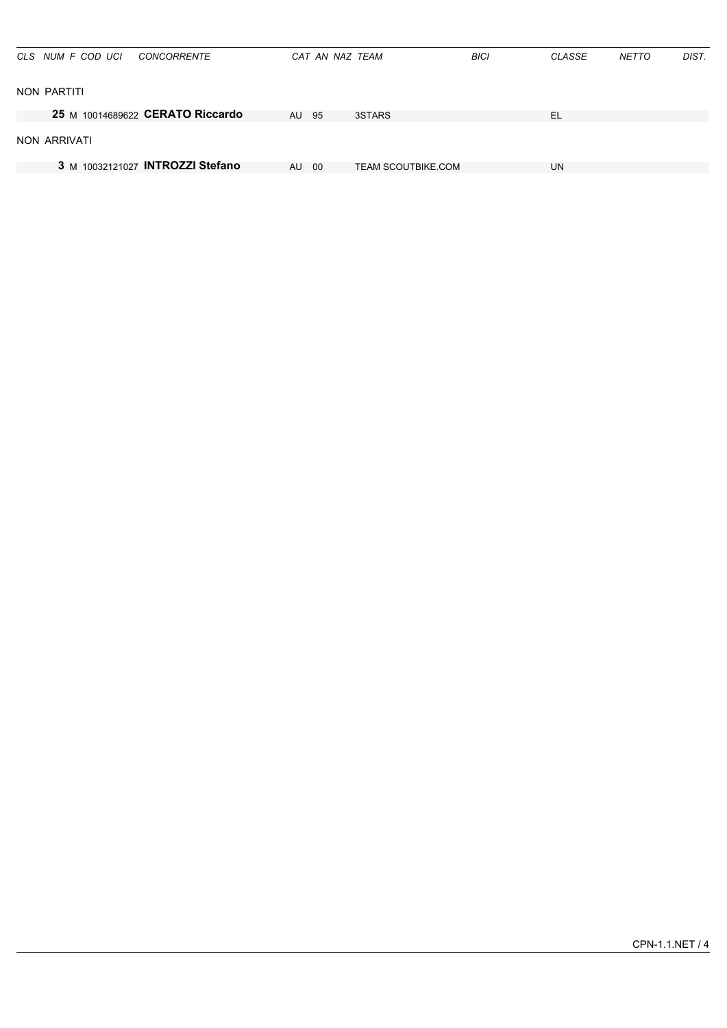| CLS | NUM | F | COD UCI | CONCORRENTE | CAT | AN | NAZ | TEAM | BICI | CLASSE | NETTO | DIST. |
|---|---|---|---|---|---|---|---|---|---|---|---|---|

NON PARTITI

| CLS | NUM | F | COD UCI | CONCORRENTE | CAT | AN | NAZ | TEAM | BICI | CLASSE | NETTO | DIST. |
|---|---|---|---|---|---|---|---|---|---|---|---|---|
| | **25** | M | 10014689622 | **CERATO Riccardo** | AU | 95 | | 3STARS | | EL | | |

NON ARRIVATI

| CLS | NUM | F | COD UCI | CONCORRENTE | CAT | AN | NAZ | TEAM | BICI | CLASSE | NETTO | DIST. |
|---|---|---|---|---|---|---|---|---|---|---|---|---|
| | **3** | M | 10032121027 | **INTROZZI Stefano** | AU | 00 | | TEAM SCOUTBIKE.COM | | UN | | |

CPN-1.1.NET / 4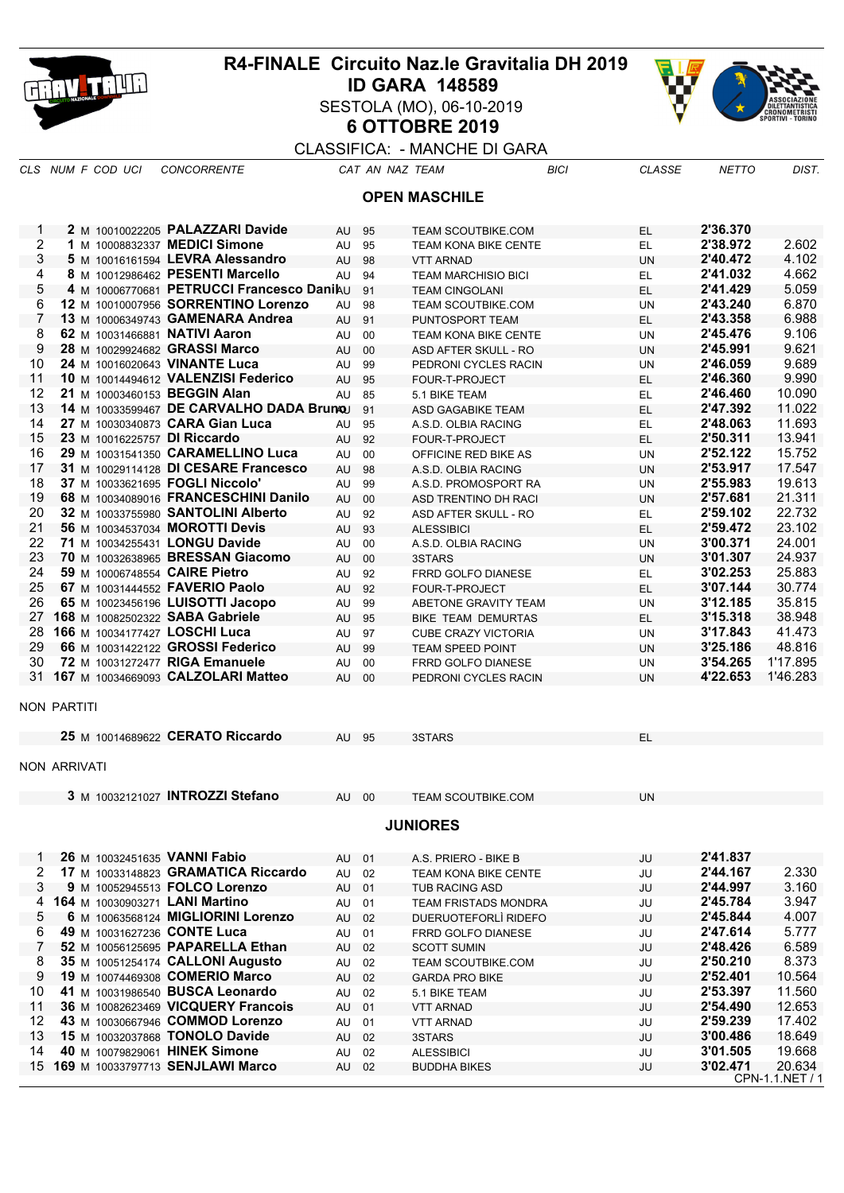# R4-FINALE Circuito Naz.le Gravitalia DH 2019

## ID GARA 148589

SESTOLA (MO), 06-10-2019

**6 OTTOBRE 2019**

CLASSIFICA: - MANCHE DI GARA

### OPEN MASCHILE

| CLS | NUM | F | COD UCI | CONCORRENTE | CAT | AN | NAZ | TEAM | BICI | CLASSE | NETTO | DIST. |
|---|---|---|---|---|---|---|---|---|---|---|---|---|
| 1 | 2 | M | 10010022205 | PALAZZARI Davide | AU | 95 | | TEAM SCOUTBIKE.COM | | EL | 2'36.370 | |
| 2 | 1 | M | 10008832337 | MEDICI Simone | AU | 95 | | TEAM KONA BIKE CENTE | | EL | 2'38.972 | 2.602 |
| 3 | 5 | M | 10016161594 | LEVRA Alessandro | AU | 98 | | VTT ARNAD | | UN | 2'40.472 | 4.102 |
| 4 | 8 | M | 10012986462 | PESENTI Marcello | AU | 94 | | TEAM MARCHISIO BICI | | EL | 2'41.032 | 4.662 |
| 5 | 4 | M | 10006770681 | PETRUCCI Francesco Danil | AU | 91 | | TEAM CINGOLANI | | EL | 2'41.429 | 5.059 |
| 6 | 12 | M | 10010007956 | SORRENTINO Lorenzo | AU | 98 | | TEAM SCOUTBIKE.COM | | UN | 2'43.240 | 6.870 |
| 7 | 13 | M | 10006349743 | GAMENARA Andrea | AU | 91 | | PUNTOSPORT TEAM | | EL | 2'43.358 | 6.988 |
| 8 | 62 | M | 10031466881 | NATIVI Aaron | AU | 00 | | TEAM KONA BIKE CENTE | | UN | 2'45.476 | 9.106 |
| 9 | 28 | M | 10029924682 | GRASSI Marco | AU | 00 | | ASD AFTER SKULL - RO | | UN | 2'45.991 | 9.621 |
| 10 | 24 | M | 10016020643 | VINANTE Luca | AU | 99 | | PEDRONI CYCLES RACIN | | UN | 2'46.059 | 9.689 |
| 11 | 10 | M | 10014494612 | VALENZISI Federico | AU | 95 | | FOUR-T-PROJECT | | EL | 2'46.360 | 9.990 |
| 12 | 21 | M | 10003460153 | BEGGIN Alan | AU | 85 | | 5.1 BIKE TEAM | | EL | 2'46.460 | 10.090 |
| 13 | 14 | M | 10033599467 | DE CARVALHO DADA Bruno | AU | 91 | | ASD GAGABIKE TEAM | | EL | 2'47.392 | 11.022 |
| 14 | 27 | M | 10030340873 | CARA Gian Luca | AU | 95 | | A.S.D. OLBIA RACING | | EL | 2'48.063 | 11.693 |
| 15 | 23 | M | 10016225757 | DI Riccardo | AU | 92 | | FOUR-T-PROJECT | | EL | 2'50.311 | 13.941 |
| 16 | 29 | M | 10031541350 | CARAMELLINO Luca | AU | 00 | | OFFICINE RED BIKE AS | | UN | 2'52.122 | 15.752 |
| 17 | 31 | M | 10029114128 | DI CESARE Francesco | AU | 98 | | A.S.D. OLBIA RACING | | UN | 2'53.917 | 17.547 |
| 18 | 37 | M | 10033621695 | FOGLI Niccolo' | AU | 99 | | A.S.D. PROMOSPORT RA | | UN | 2'55.983 | 19.613 |
| 19 | 68 | M | 10034089016 | FRANCESCHINI Danilo | AU | 00 | | ASD TRENTINO DH RACI | | UN | 2'57.681 | 21.311 |
| 20 | 32 | M | 10033755980 | SANTOLINI Alberto | AU | 92 | | ASD AFTER SKULL - RO | | EL | 2'59.102 | 22.732 |
| 21 | 56 | M | 10034537034 | MOROTTI Devis | AU | 93 | | ALESSIBICI | | EL | 2'59.472 | 23.102 |
| 22 | 71 | M | 10034255431 | LONGU Davide | AU | 00 | | A.S.D. OLBIA RACING | | UN | 3'00.371 | 24.001 |
| 23 | 70 | M | 10032638965 | BRESSAN Giacomo | AU | 00 | | 3STARS | | UN | 3'01.307 | 24.937 |
| 24 | 59 | M | 10006748554 | CAIRE Pietro | AU | 92 | | FRRD GOLFO DIANESE | | EL | 3'02.253 | 25.883 |
| 25 | 67 | M | 10031444552 | FAVERIO Paolo | AU | 92 | | FOUR-T-PROJECT | | EL | 3'07.144 | 30.774 |
| 26 | 65 | M | 10023456196 | LUISOTTI Jacopo | AU | 99 | | ABETONE GRAVITY TEAM | | UN | 3'12.185 | 35.815 |
| 27 | 168 | M | 10082502322 | SABA Gabriele | AU | 95 | | BIKE TEAM DEMURTAS | | EL | 3'15.318 | 38.948 |
| 28 | 166 | M | 10034177427 | LOSCHI Luca | AU | 97 | | CUBE CRAZY VICTORIA | | UN | 3'17.843 | 41.473 |
| 29 | 66 | M | 10031422122 | GROSSI Federico | AU | 99 | | TEAM SPEED POINT | | UN | 3'25.186 | 48.816 |
| 30 | 72 | M | 10031272477 | RIGA Emanuele | AU | 00 | | FRRD GOLFO DIANESE | | UN | 3'54.265 | 1'17.895 |
| 31 | 167 | M | 10034669093 | CALZOLARI Matteo | AU | 00 | | PEDRONI CYCLES RACIN | | UN | 4'22.653 | 1'46.283 |

NON PARTITI

| CLS | NUM | F | COD UCI | CONCORRENTE | CAT | AN | NAZ | TEAM | BICI | CLASSE | NETTO | DIST. |
|---|---|---|---|---|---|---|---|---|---|---|---|---|
| | 25 | M | 10014689622 | CERATO Riccardo | AU | 95 | | 3STARS | | EL | | |

NON ARRIVATI

| CLS | NUM | F | COD UCI | CONCORRENTE | CAT | AN | NAZ | TEAM | BICI | CLASSE | NETTO | DIST. |
|---|---|---|---|---|---|---|---|---|---|---|---|---|
| | 3 | M | 10032121027 | INTROZZI Stefano | AU | 00 | | TEAM SCOUTBIKE.COM | | UN | | |

### JUNIORES

| CLS | NUM | F | COD UCI | CONCORRENTE | CAT | AN | NAZ | TEAM | BICI | CLASSE | NETTO | DIST. |
|---|---|---|---|---|---|---|---|---|---|---|---|---|
| 1 | 26 | M | 10032451635 | VANNI Fabio | AU | 01 | | A.S. PRIERO - BIKE B | | JU | 2'41.837 | |
| 2 | 17 | M | 10033148823 | GRAMATICA Riccardo | AU | 02 | | TEAM KONA BIKE CENTE | | JU | 2'44.167 | 2.330 |
| 3 | 9 | M | 10052945513 | FOLCO Lorenzo | AU | 01 | | TUB RACING ASD | | JU | 2'44.997 | 3.160 |
| 4 | 164 | M | 10030903271 | LANI Martino | AU | 01 | | TEAM FRISTADS MONDRA | | JU | 2'45.784 | 3.947 |
| 5 | 6 | M | 10063568124 | MIGLIORINI Lorenzo | AU | 02 | | DUERUOTEFORLÌ RIDEFO | | JU | 2'45.844 | 4.007 |
| 6 | 49 | M | 10031627236 | CONTE Luca | AU | 01 | | FRRD GOLFO DIANESE | | JU | 2'47.614 | 5.777 |
| 7 | 52 | M | 10056125695 | PAPARELLA Ethan | AU | 02 | | SCOTT SUMIN | | JU | 2'48.426 | 6.589 |
| 8 | 35 | M | 10051254174 | CALLONI Augusto | AU | 02 | | TEAM SCOUTBIKE.COM | | JU | 2'50.210 | 8.373 |
| 9 | 19 | M | 10074469308 | COMERIO Marco | AU | 02 | | GARDA PRO BIKE | | JU | 2'52.401 | 10.564 |
| 10 | 41 | M | 10031986540 | BUSCA Leonardo | AU | 02 | | 5.1 BIKE TEAM | | JU | 2'53.397 | 11.560 |
| 11 | 36 | M | 10082623469 | VICQUERY Francois | AU | 01 | | VTT ARNAD | | JU | 2'54.490 | 12.653 |
| 12 | 43 | M | 10030667946 | COMMOD Lorenzo | AU | 01 | | VTT ARNAD | | JU | 2'59.239 | 17.402 |
| 13 | 15 | M | 10032037868 | TONOLO Davide | AU | 02 | | 3STARS | | JU | 3'00.486 | 18.649 |
| 14 | 40 | M | 10079829061 | HINEK Simone | AU | 02 | | ALESSIBICI | | JU | 3'01.505 | 19.668 |
| 15 | 169 | M | 10033797713 | SENJLAWI Marco | AU | 02 | | BUDDHA BIKES | | JU | 3'02.471 | 20.634 |

CPN-1.1.NET / 1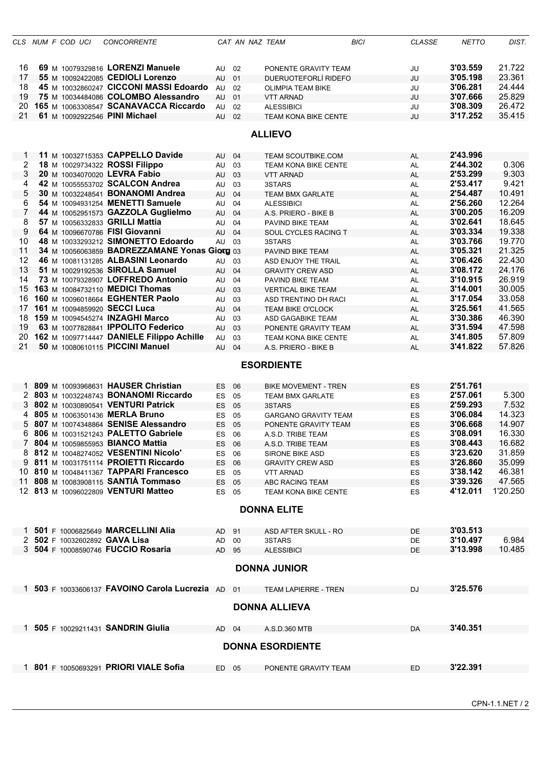| CLS | NUM | F | COD UCI | CONCORRENTE | CAT | AN | NAZ | TEAM | BICI | CLASSE | NETTO | DIST. |
|---|---|---|---|---|---|---|---|---|---|---|---|---|
| 16 | **69** | M | 10079329816 | **LORENZI Manuele** | AU | 02 | | PONENTE GRAVITY TEAM | | JU | **3'03.559** | 21.722 |
| 17 | **55** | M | 10092422085 | **CEDIOLI Lorenzo** | AU | 01 | | DUERUOTEFORLÌ RIDEFO | | JU | **3'05.198** | 23.361 |
| 18 | **45** | M | 10032860247 | **CICCONI MASSI Edoardo** | AU | 02 | | OLIMPIA TEAM BIKE | | JU | **3'06.281** | 24.444 |
| 19 | **75** | M | 10034484086 | **COLOMBO Alessandro** | AU | 01 | | VTT ARNAD | | JU | **3'07.666** | 25.829 |
| 20 | **165** | M | 10063308547 | **SCANAVACCA Riccardo** | AU | 02 | | ALESSIBICI | | JU | **3'08.309** | 26.472 |
| 21 | **61** | M | 10092922546 | **PINI Michael** | AU | 02 | | TEAM KONA BIKE CENTE | | JU | **3'17.252** | 35.415 |

## ALLIEVO

| CLS | NUM | F | COD UCI | CONCORRENTE | CAT | AN | NAZ | TEAM | BICI | CLASSE | NETTO | DIST. |
|---|---|---|---|---|---|---|---|---|---|---|---|---|
| 1 | **11** | M | 10032715353 | **CAPPELLO Davide** | AU | 04 | | TEAM SCOUTBIKE.COM | | AL | **2'43.996** | |
| 2 | **18** | M | 10029734322 | **ROSSI Filippo** | AU | 03 | | TEAM KONA BIKE CENTE | | AL | **2'44.302** | 0.306 |
| 3 | **20** | M | 10034070020 | **LEVRA Fabio** | AU | 03 | | VTT ARNAD | | AL | **2'53.299** | 9.303 |
| 4 | **42** | M | 10055553702 | **SCALCON Andrea** | AU | 03 | | 3STARS | | AL | **2'53.417** | 9.421 |
| 5 | **30** | M | 10032248541 | **BONANOMI Andrea** | AU | 04 | | TEAM BMX GARLATE | | AL | **2'54.487** | 10.491 |
| 6 | **54** | M | 10094931254 | **MENETTI Samuele** | AU | 04 | | ALESSIBICI | | AL | **2'56.260** | 12.264 |
| 7 | **44** | M | 10052951573 | **GAZZOLA Guglielmo** | AU | 04 | | A.S. PRIERO - BIKE B | | AL | **3'00.205** | 16.209 |
| 8 | **57** | M | 10056332833 | **GRILLI Mattia** | AU | 04 | | PAVIND BIKE TEAM | | AL | **3'02.641** | 18.645 |
| 9 | **64** | M | 10096670786 | **FISI Giovanni** | AU | 04 | | SOUL CYCLES RACING T | | AL | **3'03.334** | 19.338 |
| 10 | **48** | M | 10033293212 | **SIMONETTO Edoardo** | AU | 03 | | 3STARS | | AL | **3'03.766** | 19.770 |
| 11 | **34** | M | 10056063859 | **BADREZZAMANE Yonas Giorg** | AU | 03 | | PAVIND BIKE TEAM | | AL | **3'05.321** | 21.325 |
| 12 | **46** | M | 10081131285 | **ALBASINI Leonardo** | AU | 03 | | ASD ENJOY THE TRAIL | | AL | **3'06.426** | 22.430 |
| 13 | **51** | M | 10029192536 | **SIROLLA Samuel** | AU | 04 | | GRAVITY CREW ASD | | AL | **3'08.172** | 24.176 |
| 14 | **73** | M | 10079328907 | **LOFFREDO Antonio** | AU | 04 | | PAVIND BIKE TEAM | | AL | **3'10.915** | 26.919 |
| 15 | **163** | M | 10084732110 | **MEDICI Thomas** | AU | 03 | | VERTICAL BIKE TEAM | | AL | **3'14.001** | 30.005 |
| 16 | **160** | M | 10096018664 | **EGHENTER Paolo** | AU | 03 | | ASD TRENTINO DH RACI | | AL | **3'17.054** | 33.058 |
| 17 | **161** | M | 10094859920 | **SECCI Luca** | AU | 04 | | TEAM BIKE O'CLOCK | | AL | **3'25.561** | 41.565 |
| 18 | **159** | M | 10094545274 | **INZAGHI Marco** | AU | 03 | | ASD GAGABIKE TEAM | | AL | **3'30.386** | 46.390 |
| 19 | **63** | M | 10077828841 | **IPPOLITO Federico** | AU | 03 | | PONENTE GRAVITY TEAM | | AL | **3'31.594** | 47.598 |
| 20 | **162** | M | 10097714447 | **DANIELE Filippo Achille** | AU | 03 | | TEAM KONA BIKE CENTE | | AL | **3'41.805** | 57.809 |
| 21 | **50** | M | 10080610115 | **PICCINI Manuel** | AU | 04 | | A.S. PRIERO - BIKE B | | AL | **3'41.822** | 57.826 |

## ESORDIENTE

| CLS | NUM | F | COD UCI | CONCORRENTE | CAT | AN | NAZ | TEAM | BICI | CLASSE | NETTO | DIST. |
|---|---|---|---|---|---|---|---|---|---|---|---|---|
| 1 | **809** | M | 10093968631 | **HAUSER Christian** | ES | 06 | | BIKE MOVEMENT - TREN | | ES | **2'51.761** | |
| 2 | **803** | M | 10032248743 | **BONANOMI Riccardo** | ES | 05 | | TEAM BMX GARLATE | | ES | **2'57.061** | 5.300 |
| 3 | **802** | M | 10030890541 | **VENTURI Patrick** | ES | 05 | | 3STARS | | ES | **2'59.293** | 7.532 |
| 4 | **805** | M | 10063501436 | **MERLA Bruno** | ES | 05 | | GARGANO GRAVITY TEAM | | ES | **3'06.084** | 14.323 |
| 5 | **807** | M | 10074348864 | **SENISE Alessandro** | ES | 05 | | PONENTE GRAVITY TEAM | | ES | **3'06.668** | 14.907 |
| 6 | **806** | M | 10031521243 | **PALETTO Gabriele** | ES | 06 | | A.S.D. TRIBE TEAM | | ES | **3'08.091** | 16.330 |
| 7 | **804** | M | 10059855953 | **BIANCO Mattia** | ES | 06 | | A.S.D. TRIBE TEAM | | ES | **3'08.443** | 16.682 |
| 8 | **812** | M | 10048274052 | **VESENTINI Nicolo'** | ES | 06 | | SIRONE BIKE ASD | | ES | **3'23.620** | 31.859 |
| 9 | **811** | M | 10031751114 | **PROIETTI Riccardo** | ES | 06 | | GRAVITY CREW ASD | | ES | **3'26.860** | 35.099 |
| 10 | **810** | M | 10048411367 | **TAPPARI Francesco** | ES | 05 | | VTT ARNAD | | ES | **3'38.142** | 46.381 |
| 11 | **808** | M | 10083908115 | **SANTIÀ Tommaso** | ES | 05 | | ABC RACING TEAM | | ES | **3'39.326** | 47.565 |
| 12 | **813** | M | 10096022809 | **VENTURI Matteo** | ES | 05 | | TEAM KONA BIKE CENTE | | ES | **4'12.011** | 1'20.250 |

## DONNA ELITE

| CLS | NUM | F | COD UCI | CONCORRENTE | CAT | AN | NAZ | TEAM | BICI | CLASSE | NETTO | DIST. |
|---|---|---|---|---|---|---|---|---|---|---|---|---|
| 1 | **501** | F | 10006825649 | **MARCELLINI Alia** | AD | 91 | | ASD AFTER SKULL - RO | | DE | **3'03.513** | |
| 2 | **502** | F | 10032602892 | **GAVA Lisa** | AD | 00 | | 3STARS | | DE | **3'10.497** | 6.984 |
| 3 | **504** | F | 10008590746 | **FUCCIO Rosaria** | AD | 95 | | ALESSIBICI | | DE | **3'13.998** | 10.485 |

## DONNA JUNIOR

| CLS | NUM | F | COD UCI | CONCORRENTE | CAT | AN | NAZ | TEAM | BICI | CLASSE | NETTO | DIST. |
|---|---|---|---|---|---|---|---|---|---|---|---|---|
| 1 | **503** | F | 10033606137 | **FAVOINO Carola Lucrezia** | AD | 01 | | TEAM LAPIERRE - TREN | | DJ | **3'25.576** | |

## DONNA ALLIEVA

| CLS | NUM | F | COD UCI | CONCORRENTE | CAT | AN | NAZ | TEAM | BICI | CLASSE | NETTO | DIST. |
|---|---|---|---|---|---|---|---|---|---|---|---|---|
| 1 | **505** | F | 10029211431 | **SANDRIN Giulia** | AD | 04 | | A.S.D.360 MTB | | DA | **3'40.351** | |

## DONNA ESORDIENTE

| CLS | NUM | F | COD UCI | CONCORRENTE | CAT | AN | NAZ | TEAM | BICI | CLASSE | NETTO | DIST. |
|---|---|---|---|---|---|---|---|---|---|---|---|---|
| 1 | **801** | F | 10050693291 | **PRIORI VIALE Sofia** | ED | 05 | | PONENTE GRAVITY TEAM | | ED | **3'22.391** | |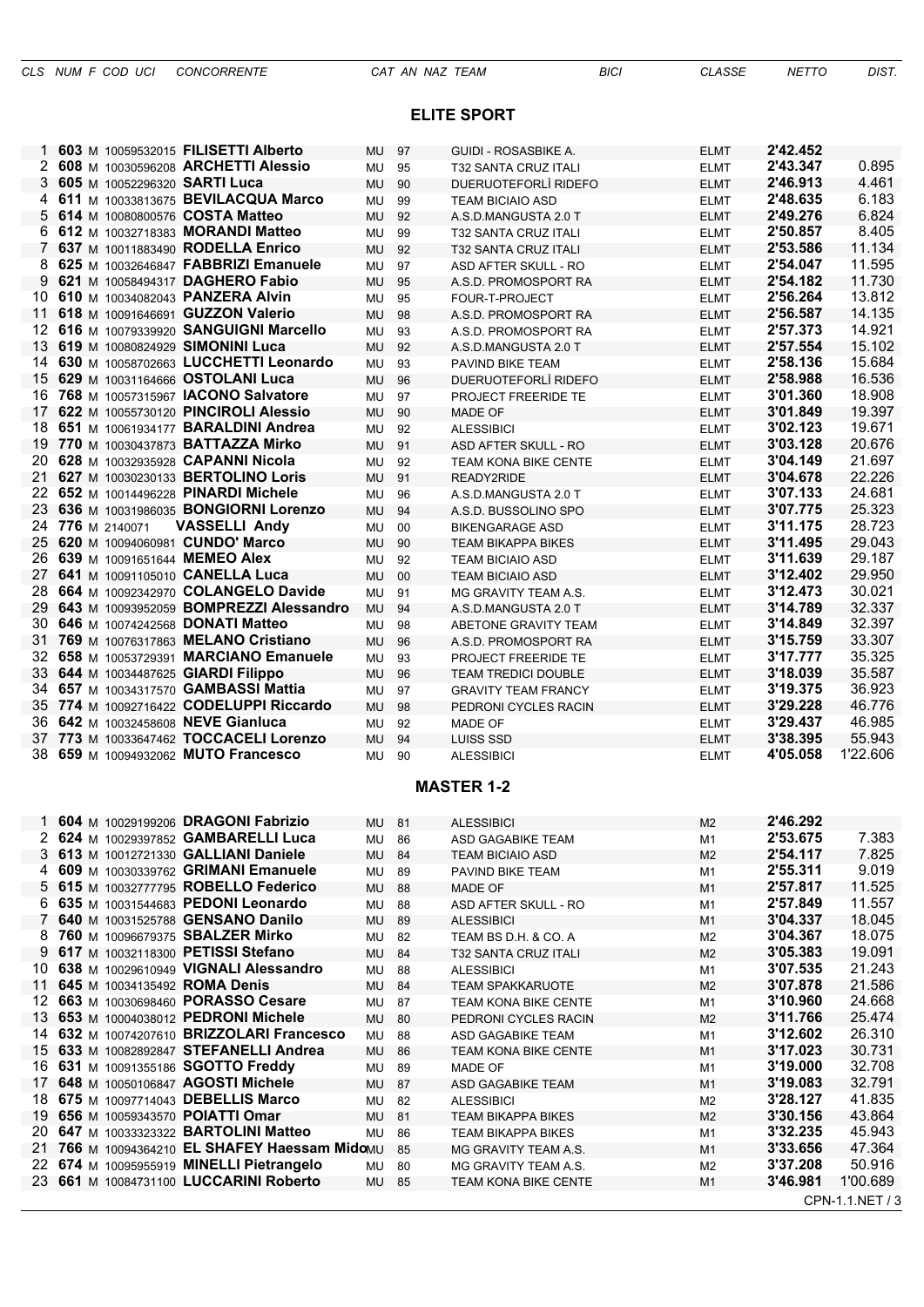| CLS | NUM | F | COD UCI | CONCORRENTE | CAT | AN | NAZ | TEAM | BICI | CLASSE | NETTO | DIST. |
|---|---|---|---|---|---|---|---|---|---|---|---|---|

## ELITE SPORT

| CLS | NUM | F | COD UCI | CONCORRENTE | CAT | AN | NAZ | TEAM | BICI | CLASSE | NETTO | DIST. |
|---|---|---|---|---|---|---|---|---|---|---|---|---|
| 1 | **603** | M | 10059532015 | **FILISETTI Alberto** | MU | 97 | | GUIDI - ROSASBIKE A. | | ELMT | **2'42.452** | |
| 2 | **608** | M | 10030596208 | **ARCHETTI Alessio** | MU | 95 | | T32 SANTA CRUZ ITALI | | ELMT | **2'43.347** | 0.895 |
| 3 | **605** | M | 10052296320 | **SARTI Luca** | MU | 90 | | DUERUOTEFORLÌ RIDEFO | | ELMT | **2'46.913** | 4.461 |
| 4 | **611** | M | 10033813675 | **BEVILACQUA Marco** | MU | 99 | | TEAM BICIAIO ASD | | ELMT | **2'48.635** | 6.183 |
| 5 | **614** | M | 10080800576 | **COSTA Matteo** | MU | 92 | | A.S.D.MANGUSTA 2.0 T | | ELMT | **2'49.276** | 6.824 |
| 6 | **612** | M | 10032718383 | **MORANDI Matteo** | MU | 99 | | T32 SANTA CRUZ ITALI | | ELMT | **2'50.857** | 8.405 |
| 7 | **637** | M | 10011883490 | **RODELLA Enrico** | MU | 92 | | T32 SANTA CRUZ ITALI | | ELMT | **2'53.586** | 11.134 |
| 8 | **625** | M | 10032646847 | **FABBRIZI Emanuele** | MU | 97 | | ASD AFTER SKULL - RO | | ELMT | **2'54.047** | 11.595 |
| 9 | **621** | M | 10058494317 | **DAGHERO Fabio** | MU | 95 | | A.S.D. PROMOSPORT RA | | ELMT | **2'54.182** | 11.730 |
| 10 | **610** | M | 10034082043 | **PANZERA Alvin** | MU | 95 | | FOUR-T-PROJECT | | ELMT | **2'56.264** | 13.812 |
| 11 | **618** | M | 10091646691 | **GUZZON Valerio** | MU | 98 | | A.S.D. PROMOSPORT RA | | ELMT | **2'56.587** | 14.135 |
| 12 | **616** | M | 10079339920 | **SANGUIGNI Marcello** | MU | 93 | | A.S.D. PROMOSPORT RA | | ELMT | **2'57.373** | 14.921 |
| 13 | **619** | M | 10080824929 | **SIMONINI Luca** | MU | 92 | | A.S.D.MANGUSTA 2.0 T | | ELMT | **2'57.554** | 15.102 |
| 14 | **630** | M | 10058702663 | **LUCCHETTI Leonardo** | MU | 93 | | PAVIND BIKE TEAM | | ELMT | **2'58.136** | 15.684 |
| 15 | **629** | M | 10031164666 | **OSTOLANI Luca** | MU | 96 | | DUERUOTEFORLÌ RIDEFO | | ELMT | **2'58.988** | 16.536 |
| 16 | **768** | M | 10057315967 | **IACONO Salvatore** | MU | 97 | | PROJECT FREERIDE TE | | ELMT | **3'01.360** | 18.908 |
| 17 | **622** | M | 10055730120 | **PINCIROLI Alessio** | MU | 90 | | MADE OF | | ELMT | **3'01.849** | 19.397 |
| 18 | **651** | M | 10061934177 | **BARALDINI Andrea** | MU | 92 | | ALESSIBICI | | ELMT | **3'02.123** | 19.671 |
| 19 | **770** | M | 10030437873 | **BATTAZZA Mirko** | MU | 91 | | ASD AFTER SKULL - RO | | ELMT | **3'03.128** | 20.676 |
| 20 | **628** | M | 10032935928 | **CAPANNI Nicola** | MU | 92 | | TEAM KONA BIKE CENTE | | ELMT | **3'04.149** | 21.697 |
| 21 | **627** | M | 10030230133 | **BERTOLINO Loris** | MU | 91 | | READY2RIDE | | ELMT | **3'04.678** | 22.226 |
| 22 | **652** | M | 10014496228 | **PINARDI Michele** | MU | 96 | | A.S.D.MANGUSTA 2.0 T | | ELMT | **3'07.133** | 24.681 |
| 23 | **636** | M | 10031986035 | **BONGIORNI Lorenzo** | MU | 94 | | A.S.D. BUSSOLINO SPO | | ELMT | **3'07.775** | 25.323 |
| 24 | **776** | M | 2140071 | **VASSELLI Andy** | MU | 00 | | BIKENGARAGE ASD | | ELMT | **3'11.175** | 28.723 |
| 25 | **620** | M | 10094060981 | **CUNDO' Marco** | MU | 90 | | TEAM BIKAPPA BIKES | | ELMT | **3'11.495** | 29.043 |
| 26 | **639** | M | 10091651644 | **MEMEO Alex** | MU | 92 | | TEAM BICIAIO ASD | | ELMT | **3'11.639** | 29.187 |
| 27 | **641** | M | 10091105010 | **CANELLA Luca** | MU | 00 | | TEAM BICIAIO ASD | | ELMT | **3'12.402** | 29.950 |
| 28 | **664** | M | 10092342970 | **COLANGELO Davide** | MU | 91 | | MG GRAVITY TEAM A.S. | | ELMT | **3'12.473** | 30.021 |
| 29 | **643** | M | 10093952059 | **BOMPREZZI Alessandro** | MU | 94 | | A.S.D.MANGUSTA 2.0 T | | ELMT | **3'14.789** | 32.337 |
| 30 | **646** | M | 10074242568 | **DONATI Matteo** | MU | 98 | | ABETONE GRAVITY TEAM | | ELMT | **3'14.849** | 32.397 |
| 31 | **769** | M | 10076317863 | **MELANO Cristiano** | MU | 96 | | A.S.D. PROMOSPORT RA | | ELMT | **3'15.759** | 33.307 |
| 32 | **658** | M | 10053729391 | **MARCIANO Emanuele** | MU | 93 | | PROJECT FREERIDE TE | | ELMT | **3'17.777** | 35.325 |
| 33 | **644** | M | 10034487625 | **GIARDI Filippo** | MU | 96 | | TEAM TREDICI DOUBLE | | ELMT | **3'18.039** | 35.587 |
| 34 | **657** | M | 10034317570 | **GAMBASSI Mattia** | MU | 97 | | GRAVITY TEAM FRANCY | | ELMT | **3'19.375** | 36.923 |
| 35 | **774** | M | 10092716422 | **CODELUPPI Riccardo** | MU | 98 | | PEDRONI CYCLES RACIN | | ELMT | **3'29.228** | 46.776 |
| 36 | **642** | M | 10032458608 | **NEVE Gianluca** | MU | 92 | | MADE OF | | ELMT | **3'29.437** | 46.985 |
| 37 | **773** | M | 10033647462 | **TOCCACELI Lorenzo** | MU | 94 | | LUISS SSD | | ELMT | **3'38.395** | 55.943 |
| 38 | **659** | M | 10094932062 | **MUTO Francesco** | MU | 90 | | ALESSIBICI | | ELMT | **4'05.058** | 1'22.606 |

## MASTER 1-2

| CLS | NUM | F | COD UCI | CONCORRENTE | CAT | AN | NAZ | TEAM | BICI | CLASSE | NETTO | DIST. |
|---|---|---|---|---|---|---|---|---|---|---|---|---|
| 1 | **604** | M | 10029199206 | **DRAGONI Fabrizio** | MU | 81 | | ALESSIBICI | | M2 | **2'46.292** | |
| 2 | **624** | M | 10029397852 | **GAMBARELLI Luca** | MU | 86 | | ASD GAGABIKE TEAM | | M1 | **2'53.675** | 7.383 |
| 3 | **613** | M | 10012721330 | **GALLIANI Daniele** | MU | 84 | | TEAM BICIAIO ASD | | M2 | **2'54.117** | 7.825 |
| 4 | **609** | M | 10030339762 | **GRIMANI Emanuele** | MU | 89 | | PAVIND BIKE TEAM | | M1 | **2'55.311** | 9.019 |
| 5 | **615** | M | 10032777795 | **ROBELLO Federico** | MU | 88 | | MADE OF | | M1 | **2'57.817** | 11.525 |
| 6 | **635** | M | 10031544683 | **PEDONI Leonardo** | MU | 88 | | ASD AFTER SKULL - RO | | M1 | **2'57.849** | 11.557 |
| 7 | **640** | M | 10031525788 | **GENSANO Danilo** | MU | 89 | | ALESSIBICI | | M1 | **3'04.337** | 18.045 |
| 8 | **760** | M | 10096679375 | **SBALZER Mirko** | MU | 82 | | TEAM BS D.H. & CO. A | | M2 | **3'04.367** | 18.075 |
| 9 | **617** | M | 10032118300 | **PETISSI Stefano** | MU | 84 | | T32 SANTA CRUZ ITALI | | M2 | **3'05.383** | 19.091 |
| 10 | **638** | M | 10029610949 | **VIGNALI Alessandro** | MU | 88 | | ALESSIBICI | | M1 | **3'07.535** | 21.243 |
| 11 | **645** | M | 10034135492 | **ROMA Denis** | MU | 84 | | TEAM SPAKKARUOTE | | M2 | **3'07.878** | 21.586 |
| 12 | **663** | M | 10030698460 | **PORASSO Cesare** | MU | 87 | | TEAM KONA BIKE CENTE | | M1 | **3'10.960** | 24.668 |
| 13 | **653** | M | 10004038012 | **PEDRONI Michele** | MU | 80 | | PEDRONI CYCLES RACIN | | M2 | **3'11.766** | 25.474 |
| 14 | **632** | M | 10074207610 | **BRIZZOLARI Francesco** | MU | 88 | | ASD GAGABIKE TEAM | | M1 | **3'12.602** | 26.310 |
| 15 | **633** | M | 10082892847 | **STEFANELLI Andrea** | MU | 86 | | TEAM KONA BIKE CENTE | | M1 | **3'17.023** | 30.731 |
| 16 | **631** | M | 10091355186 | **SGOTTO Freddy** | MU | 89 | | MADE OF | | M1 | **3'19.000** | 32.708 |
| 17 | **648** | M | 10050106847 | **AGOSTI Michele** | MU | 87 | | ASD GAGABIKE TEAM | | M1 | **3'19.083** | 32.791 |
| 18 | **675** | M | 10097714043 | **DEBELLIS Marco** | MU | 82 | | ALESSIBICI | | M2 | **3'28.127** | 41.835 |
| 19 | **656** | M | 10059343570 | **POIATTI Omar** | MU | 81 | | TEAM BIKAPPA BIKES | | M2 | **3'30.156** | 43.864 |
| 20 | **647** | M | 10033323322 | **BARTOLINI Matteo** | MU | 86 | | TEAM BIKAPPA BIKES | | M1 | **3'32.235** | 45.943 |
| 21 | **766** | M | 10094364210 | **EL SHAFEY Haessam Mido** | MU | 85 | | MG GRAVITY TEAM A.S. | | M1 | **3'33.656** | 47.364 |
| 22 | **674** | M | 10095955919 | **MINELLI Pietrangelo** | MU | 80 | | MG GRAVITY TEAM A.S. | | M2 | **3'37.208** | 50.916 |
| 23 | **661** | M | 10084731100 | **LUCCARINI Roberto** | MU | 85 | | TEAM KONA BIKE CENTE | | M1 | **3'46.981** | 1'00.689 |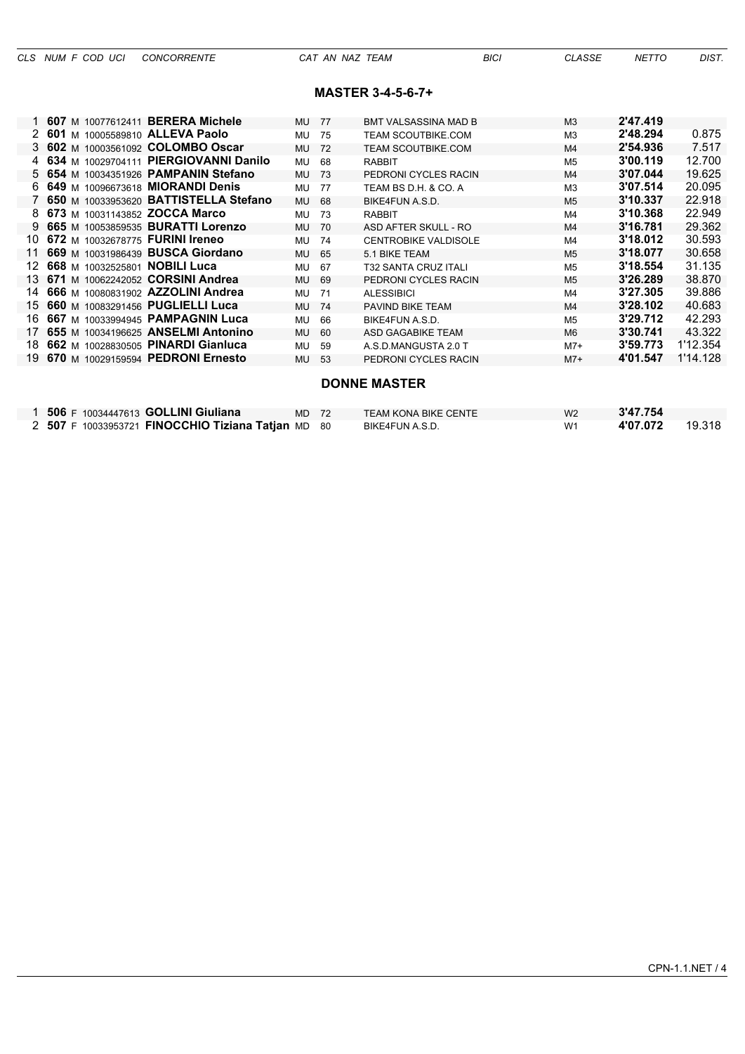| CLS | NUM | F | COD UCI | CONCORRENTE | CAT | AN | NAZ | TEAM | BICI | CLASSE | NETTO | DIST. |
|---|---|---|---|---|---|---|---|---|---|---|---|---|

## MASTER 3-4-5-6-7+

| CLS | NUM | F | COD UCI | CONCORRENTE | CAT | AN | NAZ | TEAM | BICI | CLASSE | NETTO | DIST. |
|---|---|---|---|---|---|---|---|---|---|---|---|---|
| 1 | **607** | M | 10077612411 | **BERERA Michele** | MU | 77 | | BMT VALSASSINA MAD B | | M3 | **2'47.419** | |
| 2 | **601** | M | 10005589810 | **ALLEVA Paolo** | MU | 75 | | TEAM SCOUTBIKE.COM | | M3 | **2'48.294** | 0.875 |
| 3 | **602** | M | 10003561092 | **COLOMBO Oscar** | MU | 72 | | TEAM SCOUTBIKE.COM | | M4 | **2'54.936** | 7.517 |
| 4 | **634** | M | 10029704111 | **PIERGIOVANNI Danilo** | MU | 68 | | RABBIT | | M5 | **3'00.119** | 12.700 |
| 5 | **654** | M | 10034351926 | **PAMPANIN Stefano** | MU | 73 | | PEDRONI CYCLES RACIN | | M4 | **3'07.044** | 19.625 |
| 6 | **649** | M | 10096673618 | **MIORANDI Denis** | MU | 77 | | TEAM BS D.H. & CO. A | | M3 | **3'07.514** | 20.095 |
| 7 | **650** | M | 10033953620 | **BATTISTELLA Stefano** | MU | 68 | | BIKE4FUN A.S.D. | | M5 | **3'10.337** | 22.918 |
| 8 | **673** | M | 10031143852 | **ZOCCA Marco** | MU | 73 | | RABBIT | | M4 | **3'10.368** | 22.949 |
| 9 | **665** | M | 10053859535 | **BURATTI Lorenzo** | MU | 70 | | ASD AFTER SKULL - RO | | M4 | **3'16.781** | 29.362 |
| 10 | **672** | M | 10032678775 | **FURINI Ireneo** | MU | 74 | | CENTROBIKE VALDISOLE | | M4 | **3'18.012** | 30.593 |
| 11 | **669** | M | 10031986439 | **BUSCA Giordano** | MU | 65 | | 5.1 BIKE TEAM | | M5 | **3'18.077** | 30.658 |
| 12 | **668** | M | 10032525801 | **NOBILI Luca** | MU | 67 | | T32 SANTA CRUZ ITALI | | M5 | **3'18.554** | 31.135 |
| 13 | **671** | M | 10062242052 | **CORSINI Andrea** | MU | 69 | | PEDRONI CYCLES RACIN | | M5 | **3'26.289** | 38.870 |
| 14 | **666** | M | 10080831902 | **AZZOLINI Andrea** | MU | 71 | | ALESSIBICI | | M4 | **3'27.305** | 39.886 |
| 15 | **660** | M | 10083291456 | **PUGLIELLI Luca** | MU | 74 | | PAVIND BIKE TEAM | | M4 | **3'28.102** | 40.683 |
| 16 | **667** | M | 10033994945 | **PAMPAGNIN Luca** | MU | 66 | | BIKE4FUN A.S.D. | | M5 | **3'29.712** | 42.293 |
| 17 | **655** | M | 10034196625 | **ANSELMI Antonino** | MU | 60 | | ASD GAGABIKE TEAM | | M6 | **3'30.741** | 43.322 |
| 18 | **662** | M | 10028830505 | **PINARDI Gianluca** | MU | 59 | | A.S.D.MANGUSTA 2.0 T | | M7+ | **3'59.773** | 1'12.354 |
| 19 | **670** | M | 10029159594 | **PEDRONI Ernesto** | MU | 53 | | PEDRONI CYCLES RACIN | | M7+ | **4'01.547** | 1'14.128 |

## DONNE MASTER

| CLS | NUM | F | COD UCI | CONCORRENTE | CAT | AN | NAZ | TEAM | BICI | CLASSE | NETTO | DIST. |
|---|---|---|---|---|---|---|---|---|---|---|---|---|
| 1 | **506** | F | 10034447613 | **GOLLINI Giuliana** | MD | 72 | | TEAM KONA BIKE CENTE | | W2 | **3'47.754** | |
| 2 | **507** | F | 10033953721 | **FINOCCHIO Tiziana Tatjan** | MD | 80 | | BIKE4FUN A.S.D. | | W1 | **4'07.072** | 19.318 |